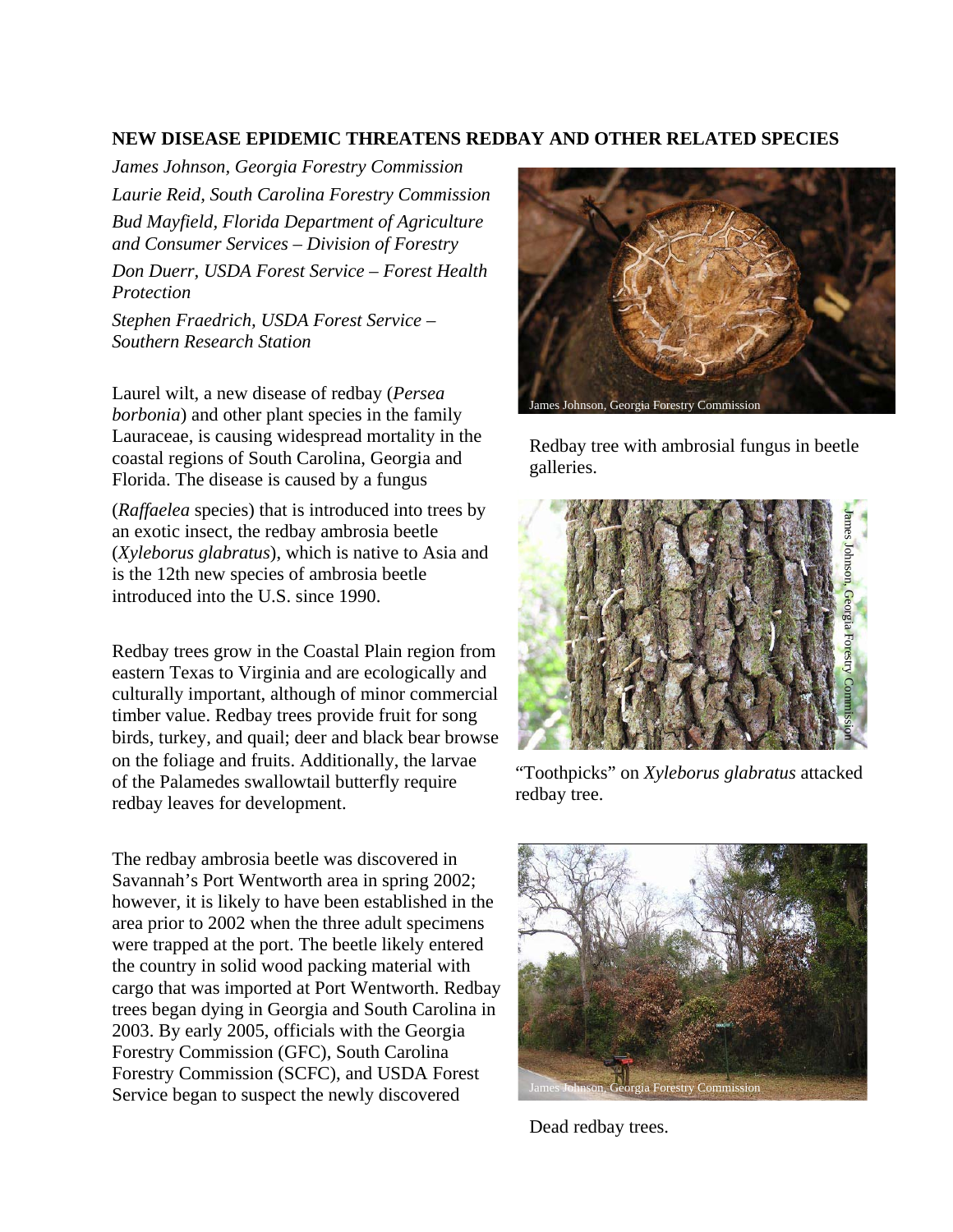## NEW DISEASE EPIDEMIC THREATENS REDBAY AND OTHER RELATED SPECIES

*James Johnson, Georgia Forestry Commission*

*Laurie Reid, South Carolina Forestry Commission*

*Bud Mayfield, Florida Department of Agriculture and Consumer Services – Division of Forestry*

*Don Duerr, USDA Forest Service – Forest Health Protection*

*Stephen Fraedrich, USDA Forest Service – Southern Research Station*

Laurel wilt, a new disease of redbay (*Persea borbonia*) and other plant species in the family Lauraceae, is causing widespread mortality in the coastal regions of South Carolina, Georgia and Florida. The disease is caused by a fungus (*Raffaelea* species) that is introduced into trees by an exotic insect, the redbay ambrosia beetle (*Xyleborus glabratus*), which is native to Asia and is the 12th new species of ambrosia beetle introduced into the U.S. since 1990.

Redbay trees grow in the Coastal Plain region from eastern Texas to Virginia and are ecologically and culturally important, although of minor commercial timber value. Redbay trees provide fruit for song birds, turkey, and quail; deer and black bear browse on the foliage and fruits. Additionally, the larvae of the Palamedes swallowtail butterfly require redbay leaves for development.

The redbay ambrosia beetle was discovered in Savannah's Port Wentworth area in spring 2002; however, it is likely to have been established in the area prior to 2002 when the three adult specimens were trapped at the port. The beetle likely entered the country in solid wood packing material with cargo that was imported at Port Wentworth. Redbay trees began dying in Georgia and South Carolina in 2003. By early 2005, officials with the Georgia Forestry Commission (GFC), South Carolina Forestry Commission (SCFC), and USDA Forest Service began to suspect the newly discovered

James Johnson, Georgia Forestry Commission

Redbay tree with ambrosial fungus in beetle galleries.

James Johnson, Georgia Forestry Commission

"Toothpicks" on *Xyleborus glabratus* attacked redbay tree.

James Johnson, Georgia Forestry Commission

Dead redbay trees.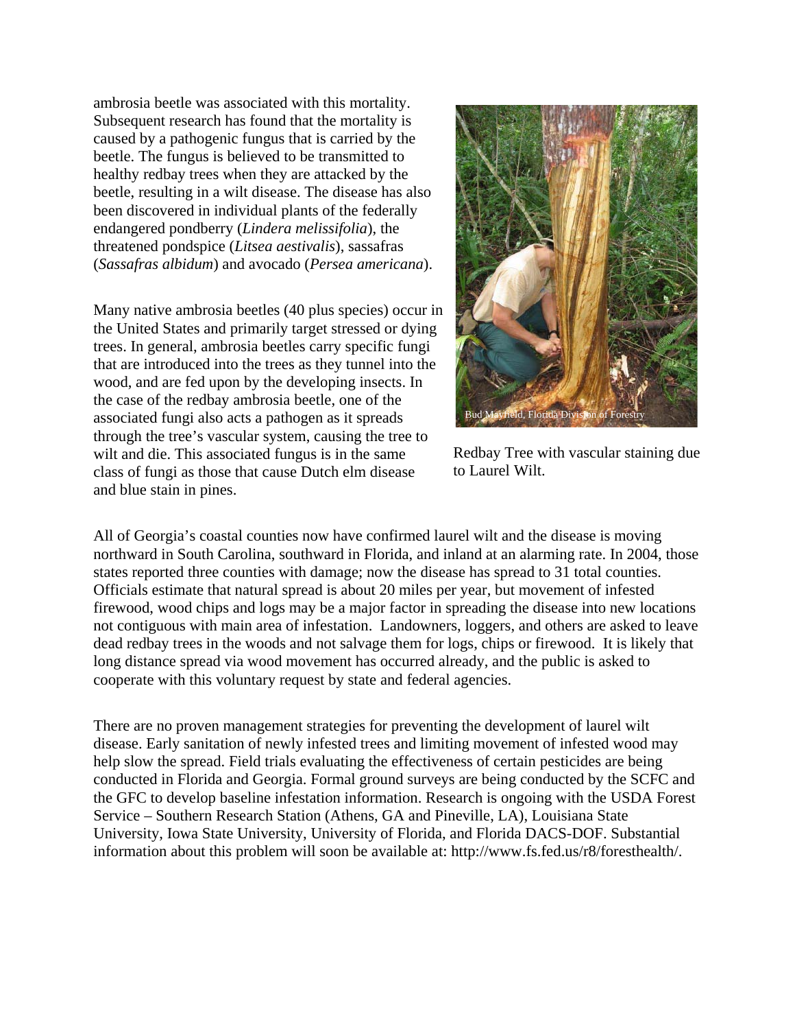ambrosia beetle was associated with this mortality. Subsequent research has found that the mortality is caused by a pathogenic fungus that is carried by the beetle. The fungus is believed to be transmitted to healthy redbay trees when they are attacked by the beetle, resulting in a wilt disease. The disease has also been discovered in individual plants of the federally endangered pondberry (*Lindera melissifolia*), the threatened pondspice (*Litsea aestivalis*), sassafras (*Sassafras albidum*) and avocado (*Persea americana*).

Many native ambrosia beetles (40 plus species) occur in the United States and primarily target stressed or dying trees. In general, ambrosia beetles carry specific fungi that are introduced into the trees as they tunnel into the wood, and are fed upon by the developing insects. In the case of the redbay ambrosia beetle, one of the associated fungi also acts a pathogen as it spreads through the tree's vascular system, causing the tree to wilt and die. This associated fungus is in the same class of fungi as those that cause Dutch elm disease and blue stain in pines.

Bud Mayfield, Florida Division of Forestry

Redbay Tree with vascular staining due to Laurel Wilt.

All of Georgia's coastal counties now have confirmed laurel wilt and the disease is moving northward in South Carolina, southward in Florida, and inland at an alarming rate. In 2004, those states reported three counties with damage; now the disease has spread to 31 total counties. Officials estimate that natural spread is about 20 miles per year, but movement of infested firewood, wood chips and logs may be a major factor in spreading the disease into new locations not contiguous with main area of infestation. Landowners, loggers, and others are asked to leave dead redbay trees in the woods and not salvage them for logs, chips or firewood. It is likely that long distance spread via wood movement has occurred already, and the public is asked to cooperate with this voluntary request by state and federal agencies.

There are no proven management strategies for preventing the development of laurel wilt disease. Early sanitation of newly infested trees and limiting movement of infested wood may help slow the spread. Field trials evaluating the effectiveness of certain pesticides are being conducted in Florida and Georgia. Formal ground surveys are being conducted by the SCFC and the GFC to develop baseline infestation information. Research is ongoing with the USDA Forest Service – Southern Research Station (Athens, GA and Pineville, LA), Louisiana State University, Iowa State University, University of Florida, and Florida DACS-DOF. Substantial information about this problem will soon be available at: http://www.fs.fed.us/r8/foresthealth/.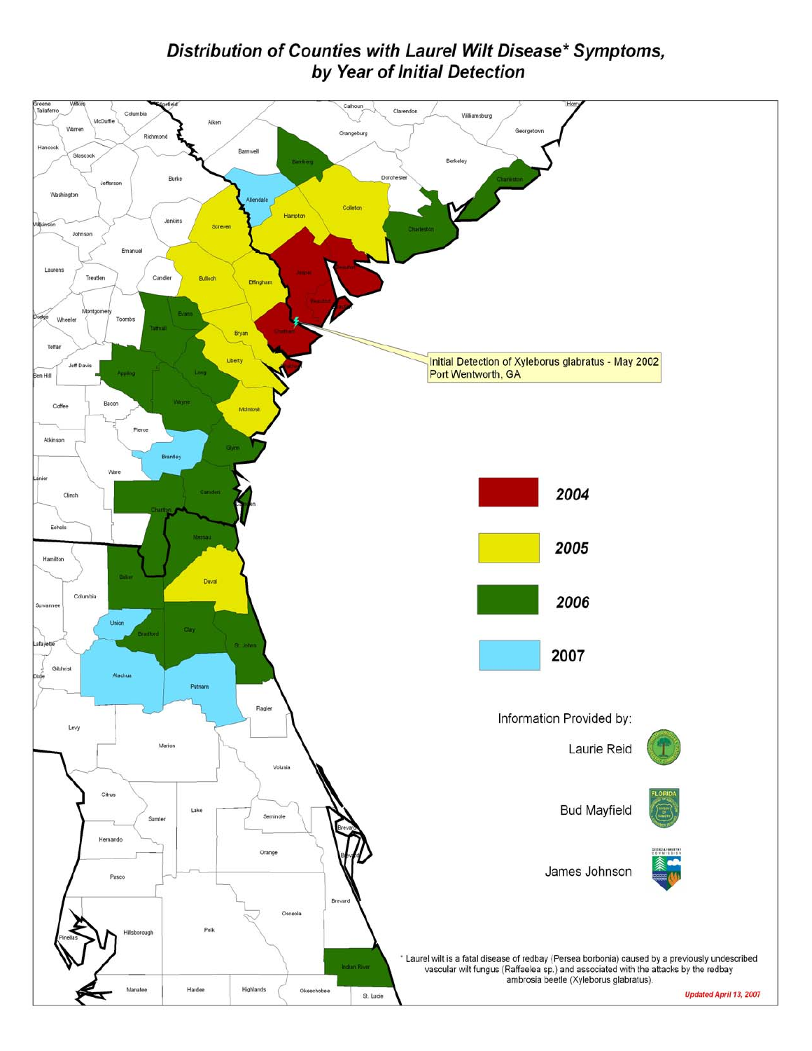# Distribution of Counties with Laurel Wilt Disease* Symptoms, by Year of Initial Detection

Initial Detection of Xyleborus glabratus - May 2002
Port Wentworth, GA

2004

2005

2006

2007

Information Provided by:

Laurie Reid

Bud Mayfield

James Johnson

\* Laurel wilt is a fatal disease of redbay (Persea borbonia) caused by a previously undescribed vascular wilt fungus (Raffaelea sp.) and associated with the attacks by the redbay ambrosia beetle (Xyleborus glabratus).

Updated April 13, 2007